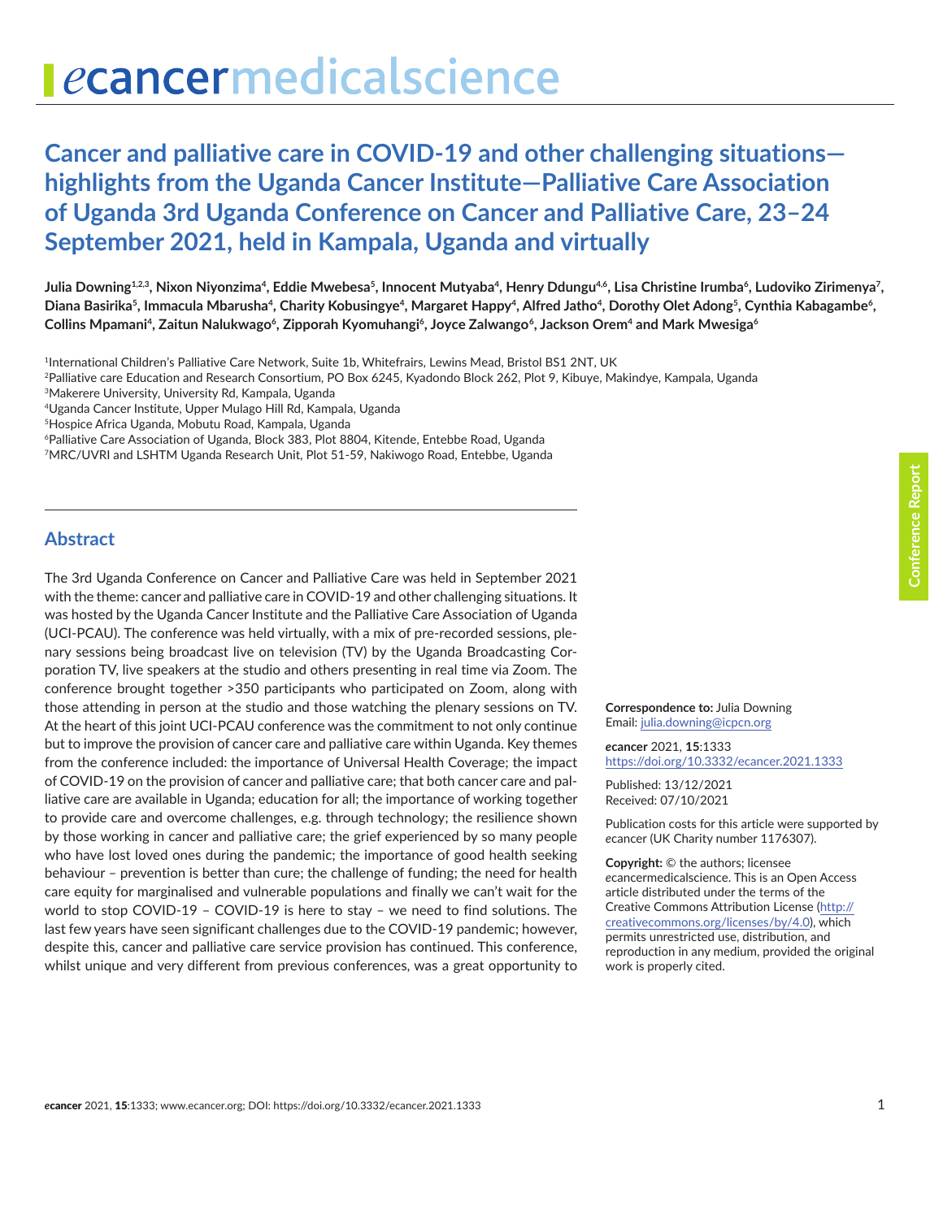# Cancer and palliative care in COVID-19 and other challenging situations—highlights from the Uganda Cancer Institute—Palliative Care Association of Uganda 3rd Uganda Conference on Cancer and Palliative Care, 23–24 September 2021, held in Kampala, Uganda and virtually

**Julia Downing[1,2,3], Nixon Niyonzima[4], Eddie Mwebesa[5], Innocent Mutyaba[4], Henry Ddungu[4,6], Lisa Christine Irumba[6], Ludoviko Zirimenya[7], Diana Basirika[5], Immacula Mbarusha[4], Charity Kobusingye[4], Margaret Happy[4], Alfred Jatho[4], Dorothy Olet Adong[5], Cynthia Kabagambe[6], Collins Mpamani[4], Zaitun Nalukwago[6], Zipporah Kyomuhangi[6], Joyce Zalwango[6], Jackson Orem[4] and Mark Mwesiga[6]**

[1]International Children's Palliative Care Network, Suite 1b, Whitefrairs, Lewins Mead, Bristol BS1 2NT, UK
[2]Palliative care Education and Research Consortium, PO Box 6245, Kyadondo Block 262, Plot 9, Kibuye, Makindye, Kampala, Uganda
[3]Makerere University, University Rd, Kampala, Uganda
[4]Uganda Cancer Institute, Upper Mulago Hill Rd, Kampala, Uganda
[5]Hospice Africa Uganda, Mobutu Road, Kampala, Uganda
[6]Palliative Care Association of Uganda, Block 383, Plot 8804, Kitende, Entebbe Road, Uganda
[7]MRC/UVRI and LSHTM Uganda Research Unit, Plot 51-59, Nakiwogo Road, Entebbe, Uganda

## Abstract

The 3rd Uganda Conference on Cancer and Palliative Care was held in September 2021 with the theme: cancer and palliative care in COVID-19 and other challenging situations. It was hosted by the Uganda Cancer Institute and the Palliative Care Association of Uganda (UCI-PCAU). The conference was held virtually, with a mix of pre-recorded sessions, plenary sessions being broadcast live on television (TV) by the Uganda Broadcasting Corporation TV, live speakers at the studio and others presenting in real time via Zoom. The conference brought together >350 participants who participated on Zoom, along with those attending in person at the studio and those watching the plenary sessions on TV. At the heart of this joint UCI-PCAU conference was the commitment to not only continue but to improve the provision of cancer care and palliative care within Uganda. Key themes from the conference included: the importance of Universal Health Coverage; the impact of COVID-19 on the provision of cancer and palliative care; that both cancer care and palliative care are available in Uganda; education for all; the importance of working together to provide care and overcome challenges, e.g. through technology; the resilience shown by those working in cancer and palliative care; the grief experienced by so many people who have lost loved ones during the pandemic; the importance of good health seeking behaviour – prevention is better than cure; the challenge of funding; the need for health care equity for marginalised and vulnerable populations and finally we can't wait for the world to stop COVID-19 – COVID-19 is here to stay – we need to find solutions. The last few years have seen significant challenges due to the COVID-19 pandemic; however, despite this, cancer and palliative care service provision has continued. This conference, whilst unique and very different from previous conferences, was a great opportunity to

**Correspondence to:** Julia Downing
Email: julia.downing@icpcn.org

*e*cancer 2021, **15**:1333
https://doi.org/10.3332/ecancer.2021.1333

Published: 13/12/2021
Received: 07/10/2021

Publication costs for this article were supported by *e*cancer (UK Charity number 1176307).

**Copyright:** © the authors; licensee *e*cancermedicalscience. This is an Open Access article distributed under the terms of the Creative Commons Attribution License (http://creativecommons.org/licenses/by/4.0), which permits unrestricted use, distribution, and reproduction in any medium, provided the original work is properly cited.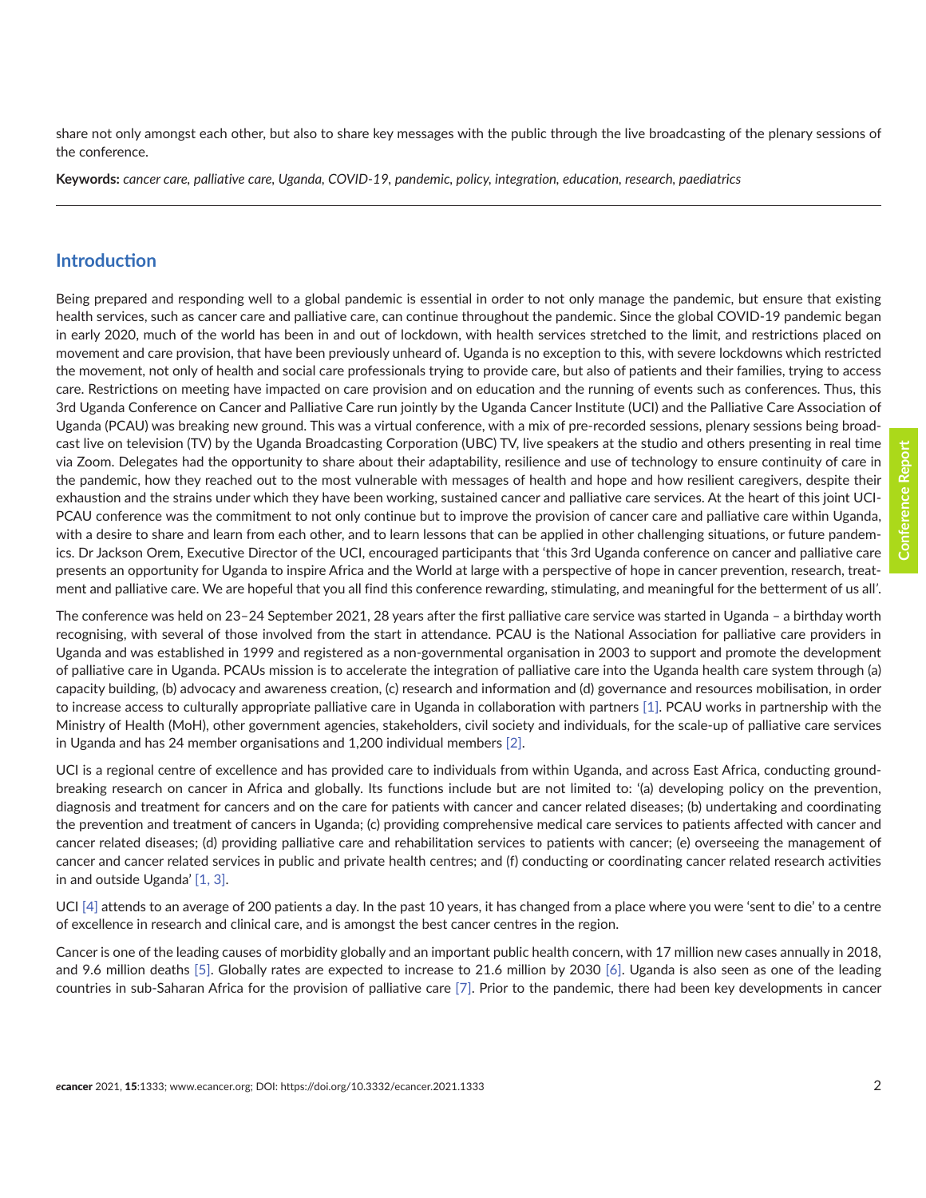share not only amongst each other, but also to share key messages with the public through the live broadcasting of the plenary sessions of the conference.

**Keywords:** *cancer care, palliative care, Uganda, COVID-19, pandemic, policy, integration, education, research, paediatrics*

## Introduction

Being prepared and responding well to a global pandemic is essential in order to not only manage the pandemic, but ensure that existing health services, such as cancer care and palliative care, can continue throughout the pandemic. Since the global COVID-19 pandemic began in early 2020, much of the world has been in and out of lockdown, with health services stretched to the limit, and restrictions placed on movement and care provision, that have been previously unheard of. Uganda is no exception to this, with severe lockdowns which restricted the movement, not only of health and social care professionals trying to provide care, but also of patients and their families, trying to access care. Restrictions on meeting have impacted on care provision and on education and the running of events such as conferences. Thus, this 3rd Uganda Conference on Cancer and Palliative Care run jointly by the Uganda Cancer Institute (UCI) and the Palliative Care Association of Uganda (PCAU) was breaking new ground. This was a virtual conference, with a mix of pre-recorded sessions, plenary sessions being broadcast live on television (TV) by the Uganda Broadcasting Corporation (UBC) TV, live speakers at the studio and others presenting in real time via Zoom. Delegates had the opportunity to share about their adaptability, resilience and use of technology to ensure continuity of care in the pandemic, how they reached out to the most vulnerable with messages of health and hope and how resilient caregivers, despite their exhaustion and the strains under which they have been working, sustained cancer and palliative care services. At the heart of this joint UCI-PCAU conference was the commitment to not only continue but to improve the provision of cancer care and palliative care within Uganda, with a desire to share and learn from each other, and to learn lessons that can be applied in other challenging situations, or future pandemics. Dr Jackson Orem, Executive Director of the UCI, encouraged participants that 'this 3rd Uganda conference on cancer and palliative care presents an opportunity for Uganda to inspire Africa and the World at large with a perspective of hope in cancer prevention, research, treatment and palliative care. We are hopeful that you all find this conference rewarding, stimulating, and meaningful for the betterment of us all'.

The conference was held on 23–24 September 2021, 28 years after the first palliative care service was started in Uganda – a birthday worth recognising, with several of those involved from the start in attendance. PCAU is the National Association for palliative care providers in Uganda and was established in 1999 and registered as a non-governmental organisation in 2003 to support and promote the development of palliative care in Uganda. PCAUs mission is to accelerate the integration of palliative care into the Uganda health care system through (a) capacity building, (b) advocacy and awareness creation, (c) research and information and (d) governance and resources mobilisation, in order to increase access to culturally appropriate palliative care in Uganda in collaboration with partners [1]. PCAU works in partnership with the Ministry of Health (MoH), other government agencies, stakeholders, civil society and individuals, for the scale-up of palliative care services in Uganda and has 24 member organisations and 1,200 individual members [2].

UCI is a regional centre of excellence and has provided care to individuals from within Uganda, and across East Africa, conducting groundbreaking research on cancer in Africa and globally. Its functions include but are not limited to: '(a) developing policy on the prevention, diagnosis and treatment for cancers and on the care for patients with cancer and cancer related diseases; (b) undertaking and coordinating the prevention and treatment of cancers in Uganda; (c) providing comprehensive medical care services to patients affected with cancer and cancer related diseases; (d) providing palliative care and rehabilitation services to patients with cancer; (e) overseeing the management of cancer and cancer related services in public and private health centres; and (f) conducting or coordinating cancer related research activities in and outside Uganda' [1, 3].

UCI [4] attends to an average of 200 patients a day. In the past 10 years, it has changed from a place where you were 'sent to die' to a centre of excellence in research and clinical care, and is amongst the best cancer centres in the region.

Cancer is one of the leading causes of morbidity globally and an important public health concern, with 17 million new cases annually in 2018, and 9.6 million deaths [5]. Globally rates are expected to increase to 21.6 million by 2030 [6]. Uganda is also seen as one of the leading countries in sub-Saharan Africa for the provision of palliative care [7]. Prior to the pandemic, there had been key developments in cancer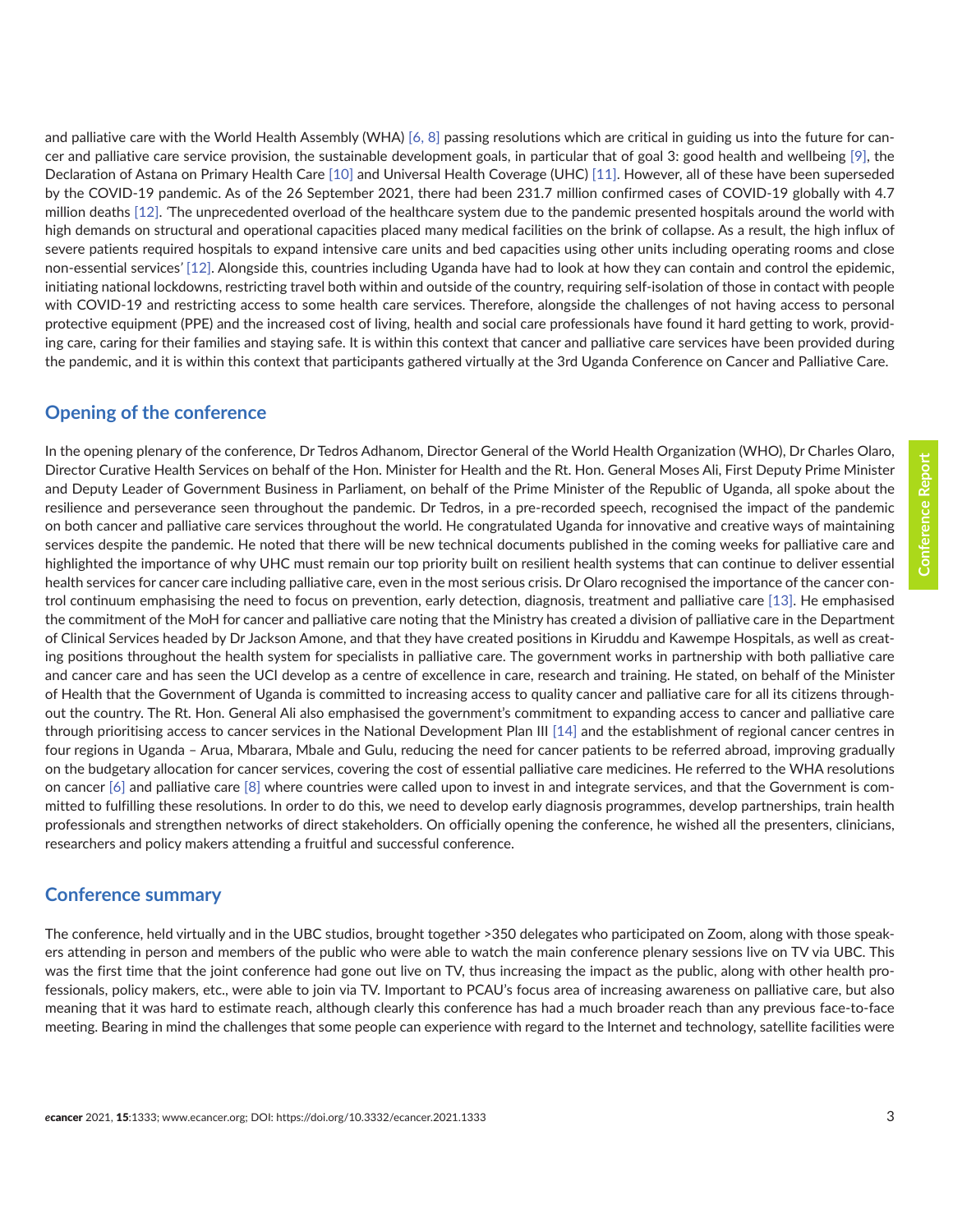and palliative care with the World Health Assembly (WHA) [6, 8] passing resolutions which are critical in guiding us into the future for cancer and palliative care service provision, the sustainable development goals, in particular that of goal 3: good health and wellbeing [9], the Declaration of Astana on Primary Health Care [10] and Universal Health Coverage (UHC) [11]. However, all of these have been superseded by the COVID-19 pandemic. As of the 26 September 2021, there had been 231.7 million confirmed cases of COVID-19 globally with 4.7 million deaths [12]. 'The unprecedented overload of the healthcare system due to the pandemic presented hospitals around the world with high demands on structural and operational capacities placed many medical facilities on the brink of collapse. As a result, the high influx of severe patients required hospitals to expand intensive care units and bed capacities using other units including operating rooms and close non-essential services' [12]. Alongside this, countries including Uganda have had to look at how they can contain and control the epidemic, initiating national lockdowns, restricting travel both within and outside of the country, requiring self-isolation of those in contact with people with COVID-19 and restricting access to some health care services. Therefore, alongside the challenges of not having access to personal protective equipment (PPE) and the increased cost of living, health and social care professionals have found it hard getting to work, providing care, caring for their families and staying safe. It is within this context that cancer and palliative care services have been provided during the pandemic, and it is within this context that participants gathered virtually at the 3rd Uganda Conference on Cancer and Palliative Care.

## Opening of the conference

In the opening plenary of the conference, Dr Tedros Adhanom, Director General of the World Health Organization (WHO), Dr Charles Olaro, Director Curative Health Services on behalf of the Hon. Minister for Health and the Rt. Hon. General Moses Ali, First Deputy Prime Minister and Deputy Leader of Government Business in Parliament, on behalf of the Prime Minister of the Republic of Uganda, all spoke about the resilience and perseverance seen throughout the pandemic. Dr Tedros, in a pre-recorded speech, recognised the impact of the pandemic on both cancer and palliative care services throughout the world. He congratulated Uganda for innovative and creative ways of maintaining services despite the pandemic. He noted that there will be new technical documents published in the coming weeks for palliative care and highlighted the importance of why UHC must remain our top priority built on resilient health systems that can continue to deliver essential health services for cancer care including palliative care, even in the most serious crisis. Dr Olaro recognised the importance of the cancer control continuum emphasising the need to focus on prevention, early detection, diagnosis, treatment and palliative care [13]. He emphasised the commitment of the MoH for cancer and palliative care noting that the Ministry has created a division of palliative care in the Department of Clinical Services headed by Dr Jackson Amone, and that they have created positions in Kiruddu and Kawempe Hospitals, as well as creating positions throughout the health system for specialists in palliative care. The government works in partnership with both palliative care and cancer care and has seen the UCI develop as a centre of excellence in care, research and training. He stated, on behalf of the Minister of Health that the Government of Uganda is committed to increasing access to quality cancer and palliative care for all its citizens throughout the country. The Rt. Hon. General Ali also emphasised the government's commitment to expanding access to cancer and palliative care through prioritising access to cancer services in the National Development Plan III [14] and the establishment of regional cancer centres in four regions in Uganda – Arua, Mbarara, Mbale and Gulu, reducing the need for cancer patients to be referred abroad, improving gradually on the budgetary allocation for cancer services, covering the cost of essential palliative care medicines. He referred to the WHA resolutions on cancer [6] and palliative care [8] where countries were called upon to invest in and integrate services, and that the Government is committed to fulfilling these resolutions. In order to do this, we need to develop early diagnosis programmes, develop partnerships, train health professionals and strengthen networks of direct stakeholders. On officially opening the conference, he wished all the presenters, clinicians, researchers and policy makers attending a fruitful and successful conference.

## Conference summary

The conference, held virtually and in the UBC studios, brought together >350 delegates who participated on Zoom, along with those speakers attending in person and members of the public who were able to watch the main conference plenary sessions live on TV via UBC. This was the first time that the joint conference had gone out live on TV, thus increasing the impact as the public, along with other health professionals, policy makers, etc., were able to join via TV. Important to PCAU's focus area of increasing awareness on palliative care, but also meaning that it was hard to estimate reach, although clearly this conference has had a much broader reach than any previous face-to-face meeting. Bearing in mind the challenges that some people can experience with regard to the Internet and technology, satellite facilities were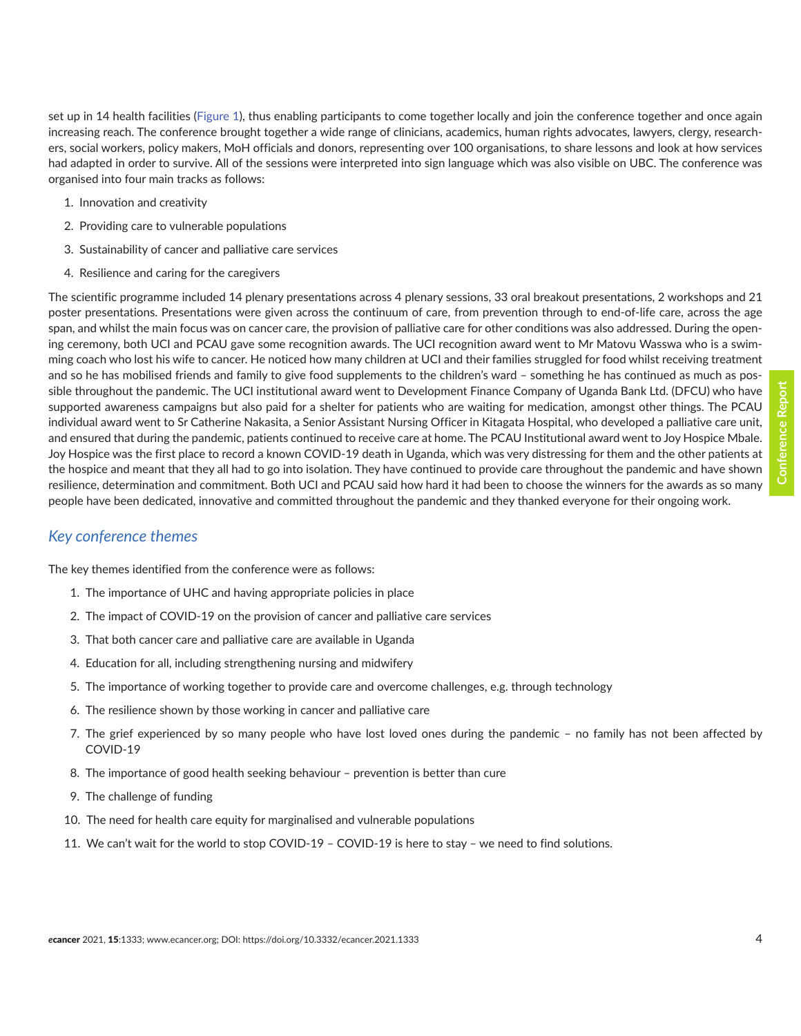set up in 14 health facilities (Figure 1), thus enabling participants to come together locally and join the conference together and once again increasing reach. The conference brought together a wide range of clinicians, academics, human rights advocates, lawyers, clergy, researchers, social workers, policy makers, MoH officials and donors, representing over 100 organisations, to share lessons and look at how services had adapted in order to survive. All of the sessions were interpreted into sign language which was also visible on UBC. The conference was organised into four main tracks as follows:

1. Innovation and creativity
2. Providing care to vulnerable populations
3. Sustainability of cancer and palliative care services
4. Resilience and caring for the caregivers

The scientific programme included 14 plenary presentations across 4 plenary sessions, 33 oral breakout presentations, 2 workshops and 21 poster presentations. Presentations were given across the continuum of care, from prevention through to end-of-life care, across the age span, and whilst the main focus was on cancer care, the provision of palliative care for other conditions was also addressed. During the opening ceremony, both UCI and PCAU gave some recognition awards. The UCI recognition award went to Mr Matovu Wasswa who is a swimming coach who lost his wife to cancer. He noticed how many children at UCI and their families struggled for food whilst receiving treatment and so he has mobilised friends and family to give food supplements to the children's ward – something he has continued as much as possible throughout the pandemic. The UCI institutional award went to Development Finance Company of Uganda Bank Ltd. (DFCU) who have supported awareness campaigns but also paid for a shelter for patients who are waiting for medication, amongst other things. The PCAU individual award went to Sr Catherine Nakasita, a Senior Assistant Nursing Officer in Kitagata Hospital, who developed a palliative care unit, and ensured that during the pandemic, patients continued to receive care at home. The PCAU Institutional award went to Joy Hospice Mbale. Joy Hospice was the first place to record a known COVID-19 death in Uganda, which was very distressing for them and the other patients at the hospice and meant that they all had to go into isolation. They have continued to provide care throughout the pandemic and have shown resilience, determination and commitment. Both UCI and PCAU said how hard it had been to choose the winners for the awards as so many people have been dedicated, innovative and committed throughout the pandemic and they thanked everyone for their ongoing work.

## *Key conference themes*

The key themes identified from the conference were as follows:

1. The importance of UHC and having appropriate policies in place
2. The impact of COVID-19 on the provision of cancer and palliative care services
3. That both cancer care and palliative care are available in Uganda
4. Education for all, including strengthening nursing and midwifery
5. The importance of working together to provide care and overcome challenges, e.g. through technology
6. The resilience shown by those working in cancer and palliative care
7. The grief experienced by so many people who have lost loved ones during the pandemic – no family has not been affected by COVID-19
8. The importance of good health seeking behaviour – prevention is better than cure
9. The challenge of funding
10. The need for health care equity for marginalised and vulnerable populations
11. We can't wait for the world to stop COVID-19 – COVID-19 is here to stay – we need to find solutions.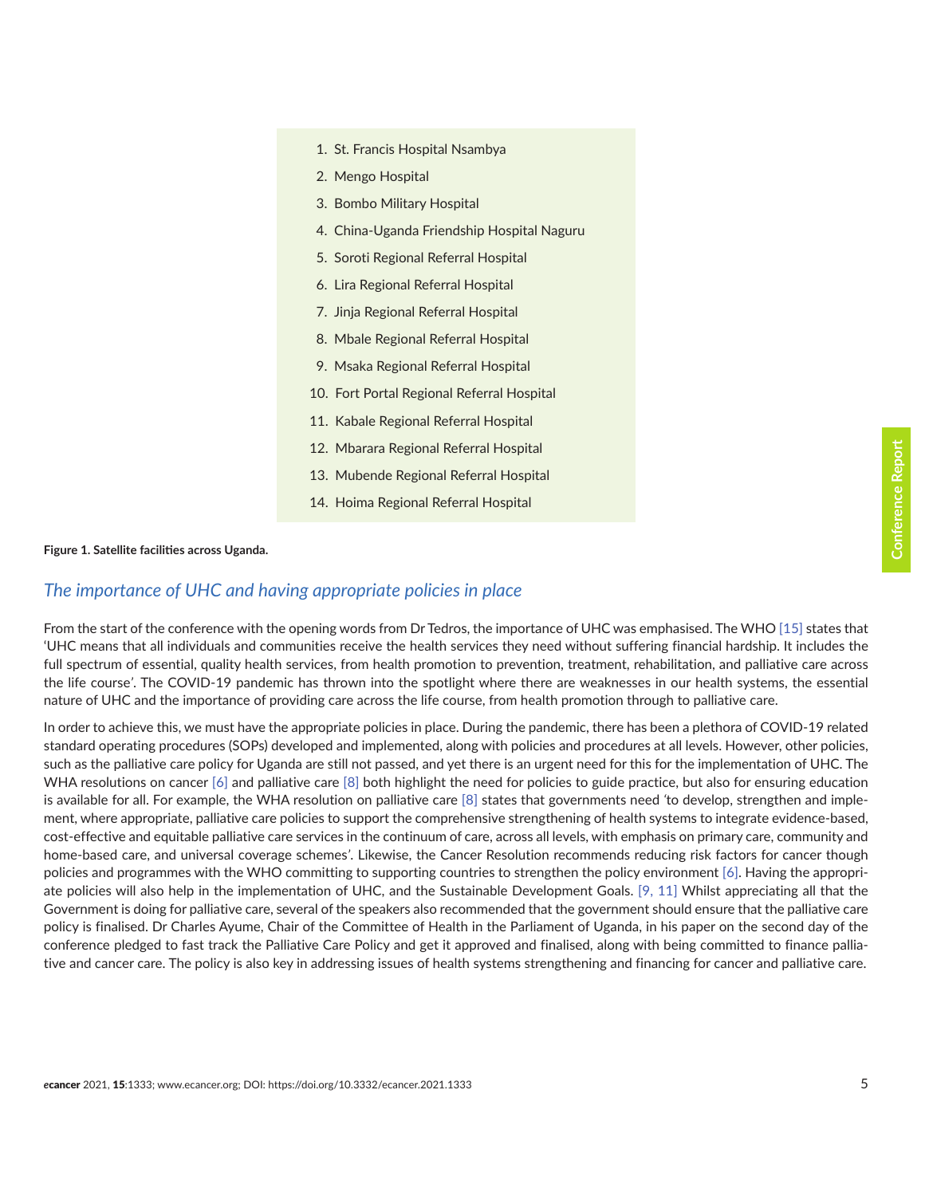1. St. Francis Hospital Nsambya
2. Mengo Hospital
3. Bombo Military Hospital
4. China-Uganda Friendship Hospital Naguru
5. Soroti Regional Referral Hospital
6. Lira Regional Referral Hospital
7. Jinja Regional Referral Hospital
8. Mbale Regional Referral Hospital
9. Msaka Regional Referral Hospital
10. Fort Portal Regional Referral Hospital
11. Kabale Regional Referral Hospital
12. Mbarara Regional Referral Hospital
13. Mubende Regional Referral Hospital
14. Hoima Regional Referral Hospital

**Figure 1. Satellite facilities across Uganda.**

## *The importance of UHC and having appropriate policies in place*

From the start of the conference with the opening words from Dr Tedros, the importance of UHC was emphasised. The WHO [15] states that 'UHC means that all individuals and communities receive the health services they need without suffering financial hardship. It includes the full spectrum of essential, quality health services, from health promotion to prevention, treatment, rehabilitation, and palliative care across the life course'. The COVID-19 pandemic has thrown into the spotlight where there are weaknesses in our health systems, the essential nature of UHC and the importance of providing care across the life course, from health promotion through to palliative care.

In order to achieve this, we must have the appropriate policies in place. During the pandemic, there has been a plethora of COVID-19 related standard operating procedures (SOPs) developed and implemented, along with policies and procedures at all levels. However, other policies, such as the palliative care policy for Uganda are still not passed, and yet there is an urgent need for this for the implementation of UHC. The WHA resolutions on cancer [6] and palliative care [8] both highlight the need for policies to guide practice, but also for ensuring education is available for all. For example, the WHA resolution on palliative care [8] states that governments need 'to develop, strengthen and implement, where appropriate, palliative care policies to support the comprehensive strengthening of health systems to integrate evidence-based, cost-effective and equitable palliative care services in the continuum of care, across all levels, with emphasis on primary care, community and home-based care, and universal coverage schemes'. Likewise, the Cancer Resolution recommends reducing risk factors for cancer though policies and programmes with the WHO committing to supporting countries to strengthen the policy environment [6]. Having the appropriate policies will also help in the implementation of UHC, and the Sustainable Development Goals. [9, 11] Whilst appreciating all that the Government is doing for palliative care, several of the speakers also recommended that the government should ensure that the palliative care policy is finalised. Dr Charles Ayume, Chair of the Committee of Health in the Parliament of Uganda, in his paper on the second day of the conference pledged to fast track the Palliative Care Policy and get it approved and finalised, along with being committed to finance palliative and cancer care. The policy is also key in addressing issues of health systems strengthening and financing for cancer and palliative care.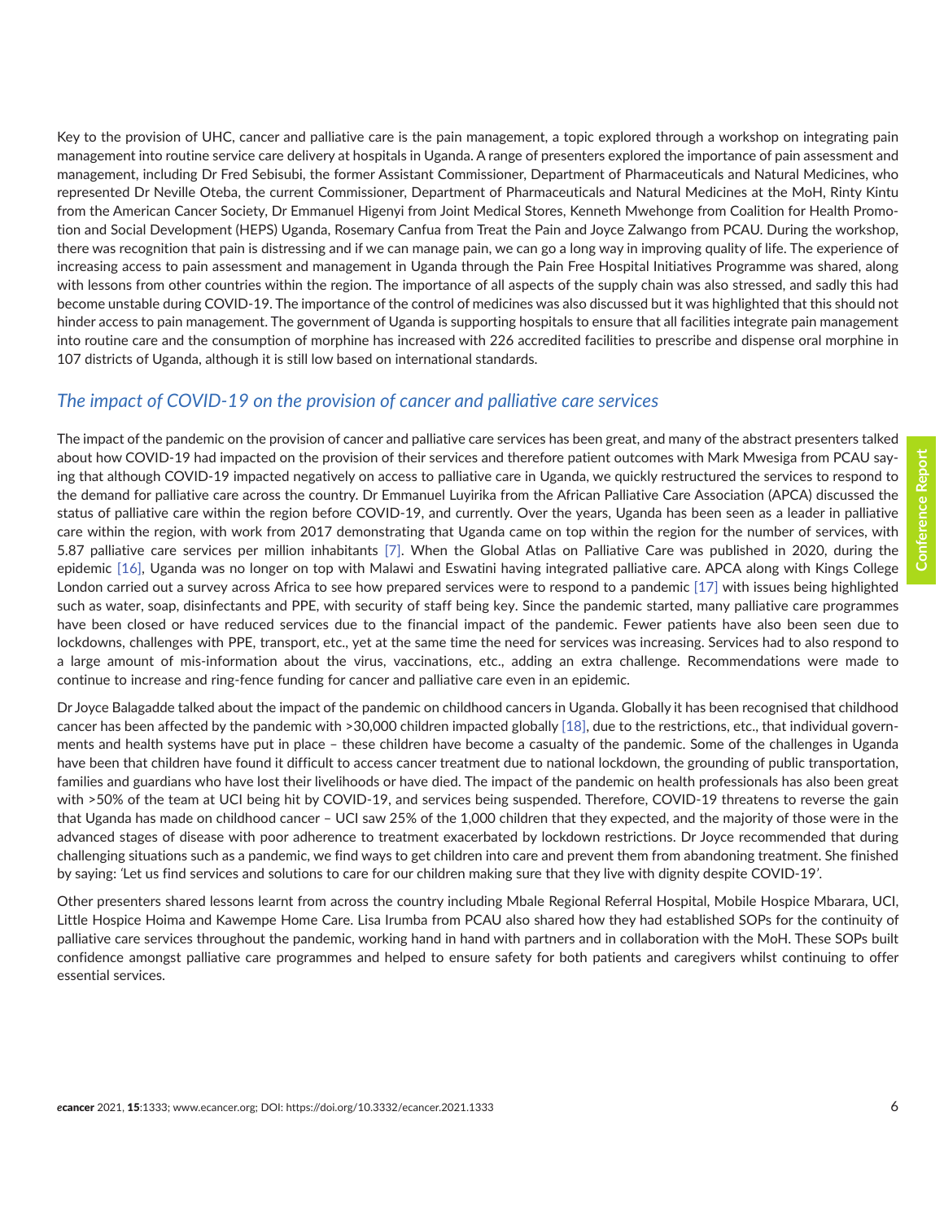Key to the provision of UHC, cancer and palliative care is the pain management, a topic explored through a workshop on integrating pain management into routine service care delivery at hospitals in Uganda. A range of presenters explored the importance of pain assessment and management, including Dr Fred Sebisubi, the former Assistant Commissioner, Department of Pharmaceuticals and Natural Medicines, who represented Dr Neville Oteba, the current Commissioner, Department of Pharmaceuticals and Natural Medicines at the MoH, Rinty Kintu from the American Cancer Society, Dr Emmanuel Higenyi from Joint Medical Stores, Kenneth Mwehonge from Coalition for Health Promotion and Social Development (HEPS) Uganda, Rosemary Canfua from Treat the Pain and Joyce Zalwango from PCAU. During the workshop, there was recognition that pain is distressing and if we can manage pain, we can go a long way in improving quality of life. The experience of increasing access to pain assessment and management in Uganda through the Pain Free Hospital Initiatives Programme was shared, along with lessons from other countries within the region. The importance of all aspects of the supply chain was also stressed, and sadly this had become unstable during COVID-19. The importance of the control of medicines was also discussed but it was highlighted that this should not hinder access to pain management. The government of Uganda is supporting hospitals to ensure that all facilities integrate pain management into routine care and the consumption of morphine has increased with 226 accredited facilities to prescribe and dispense oral morphine in 107 districts of Uganda, although it is still low based on international standards.

## *The impact of COVID-19 on the provision of cancer and palliative care services*

The impact of the pandemic on the provision of cancer and palliative care services has been great, and many of the abstract presenters talked about how COVID-19 had impacted on the provision of their services and therefore patient outcomes with Mark Mwesiga from PCAU saying that although COVID-19 impacted negatively on access to palliative care in Uganda, we quickly restructured the services to respond to the demand for palliative care across the country. Dr Emmanuel Luyirika from the African Palliative Care Association (APCA) discussed the status of palliative care within the region before COVID-19, and currently. Over the years, Uganda has been seen as a leader in palliative care within the region, with work from 2017 demonstrating that Uganda came on top within the region for the number of services, with 5.87 palliative care services per million inhabitants [7]. When the Global Atlas on Palliative Care was published in 2020, during the epidemic [16], Uganda was no longer on top with Malawi and Eswatini having integrated palliative care. APCA along with Kings College London carried out a survey across Africa to see how prepared services were to respond to a pandemic [17] with issues being highlighted such as water, soap, disinfectants and PPE, with security of staff being key. Since the pandemic started, many palliative care programmes have been closed or have reduced services due to the financial impact of the pandemic. Fewer patients have also been seen due to lockdowns, challenges with PPE, transport, etc., yet at the same time the need for services was increasing. Services had to also respond to a large amount of mis-information about the virus, vaccinations, etc., adding an extra challenge. Recommendations were made to continue to increase and ring-fence funding for cancer and palliative care even in an epidemic.

Dr Joyce Balagadde talked about the impact of the pandemic on childhood cancers in Uganda. Globally it has been recognised that childhood cancer has been affected by the pandemic with >30,000 children impacted globally [18], due to the restrictions, etc., that individual governments and health systems have put in place – these children have become a casualty of the pandemic. Some of the challenges in Uganda have been that children have found it difficult to access cancer treatment due to national lockdown, the grounding of public transportation, families and guardians who have lost their livelihoods or have died. The impact of the pandemic on health professionals has also been great with >50% of the team at UCI being hit by COVID-19, and services being suspended. Therefore, COVID-19 threatens to reverse the gain that Uganda has made on childhood cancer – UCI saw 25% of the 1,000 children that they expected, and the majority of those were in the advanced stages of disease with poor adherence to treatment exacerbated by lockdown restrictions. Dr Joyce recommended that during challenging situations such as a pandemic, we find ways to get children into care and prevent them from abandoning treatment. She finished by saying: 'Let us find services and solutions to care for our children making sure that they live with dignity despite COVID-19'.

Other presenters shared lessons learnt from across the country including Mbale Regional Referral Hospital, Mobile Hospice Mbarara, UCI, Little Hospice Hoima and Kawempe Home Care. Lisa Irumba from PCAU also shared how they had established SOPs for the continuity of palliative care services throughout the pandemic, working hand in hand with partners and in collaboration with the MoH. These SOPs built confidence amongst palliative care programmes and helped to ensure safety for both patients and caregivers whilst continuing to offer essential services.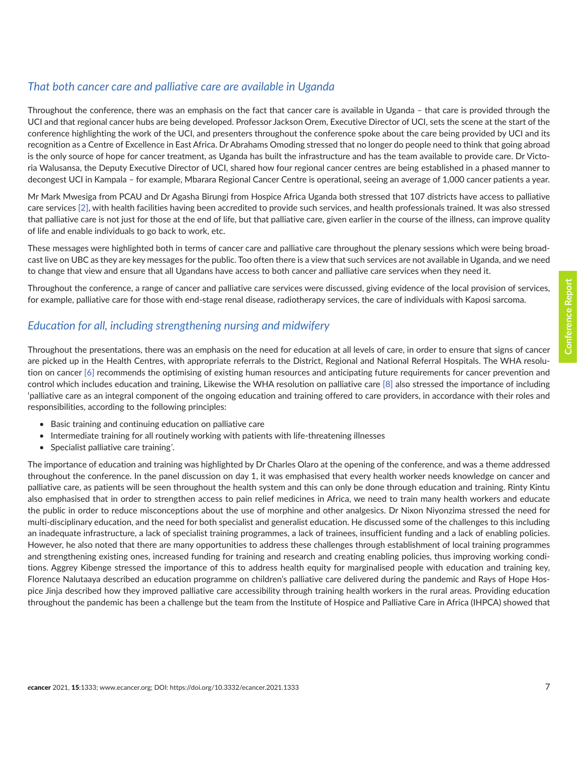### *That both cancer care and palliative care are available in Uganda*

Throughout the conference, there was an emphasis on the fact that cancer care is available in Uganda – that care is provided through the UCI and that regional cancer hubs are being developed. Professor Jackson Orem, Executive Director of UCI, sets the scene at the start of the conference highlighting the work of the UCI, and presenters throughout the conference spoke about the care being provided by UCI and its recognition as a Centre of Excellence in East Africa. Dr Abrahams Omoding stressed that no longer do people need to think that going abroad is the only source of hope for cancer treatment, as Uganda has built the infrastructure and has the team available to provide care. Dr Victoria Walusansa, the Deputy Executive Director of UCI, shared how four regional cancer centres are being established in a phased manner to decongest UCI in Kampala – for example, Mbarara Regional Cancer Centre is operational, seeing an average of 1,000 cancer patients a year.

Mr Mark Mwesiga from PCAU and Dr Agasha Birungi from Hospice Africa Uganda both stressed that 107 districts have access to palliative care services [2], with health facilities having been accredited to provide such services, and health professionals trained. It was also stressed that palliative care is not just for those at the end of life, but that palliative care, given earlier in the course of the illness, can improve quality of life and enable individuals to go back to work, etc.

These messages were highlighted both in terms of cancer care and palliative care throughout the plenary sessions which were being broadcast live on UBC as they are key messages for the public. Too often there is a view that such services are not available in Uganda, and we need to change that view and ensure that all Ugandans have access to both cancer and palliative care services when they need it.

Throughout the conference, a range of cancer and palliative care services were discussed, giving evidence of the local provision of services, for example, palliative care for those with end-stage renal disease, radiotherapy services, the care of individuals with Kaposi sarcoma.

### *Education for all, including strengthening nursing and midwifery*

Throughout the presentations, there was an emphasis on the need for education at all levels of care, in order to ensure that signs of cancer are picked up in the Health Centres, with appropriate referrals to the District, Regional and National Referral Hospitals. The WHA resolution on cancer [6] recommends the optimising of existing human resources and anticipating future requirements for cancer prevention and control which includes education and training, Likewise the WHA resolution on palliative care [8] also stressed the importance of including 'palliative care as an integral component of the ongoing education and training offered to care providers, in accordance with their roles and responsibilities, according to the following principles:

- Basic training and continuing education on palliative care
- Intermediate training for all routinely working with patients with life-threatening illnesses
- Specialist palliative care training'.

The importance of education and training was highlighted by Dr Charles Olaro at the opening of the conference, and was a theme addressed throughout the conference. In the panel discussion on day 1, it was emphasised that every health worker needs knowledge on cancer and palliative care, as patients will be seen throughout the health system and this can only be done through education and training. Rinty Kintu also emphasised that in order to strengthen access to pain relief medicines in Africa, we need to train many health workers and educate the public in order to reduce misconceptions about the use of morphine and other analgesics. Dr Nixon Niyonzima stressed the need for multi-disciplinary education, and the need for both specialist and generalist education. He discussed some of the challenges to this including an inadequate infrastructure, a lack of specialist training programmes, a lack of trainees, insufficient funding and a lack of enabling policies. However, he also noted that there are many opportunities to address these challenges through establishment of local training programmes and strengthening existing ones, increased funding for training and research and creating enabling policies, thus improving working conditions. Aggrey Kibenge stressed the importance of this to address health equity for marginalised people with education and training key, Florence Nalutaaya described an education programme on children's palliative care delivered during the pandemic and Rays of Hope Hospice Jinja described how they improved palliative care accessibility through training health workers in the rural areas. Providing education throughout the pandemic has been a challenge but the team from the Institute of Hospice and Palliative Care in Africa (IHPCA) showed that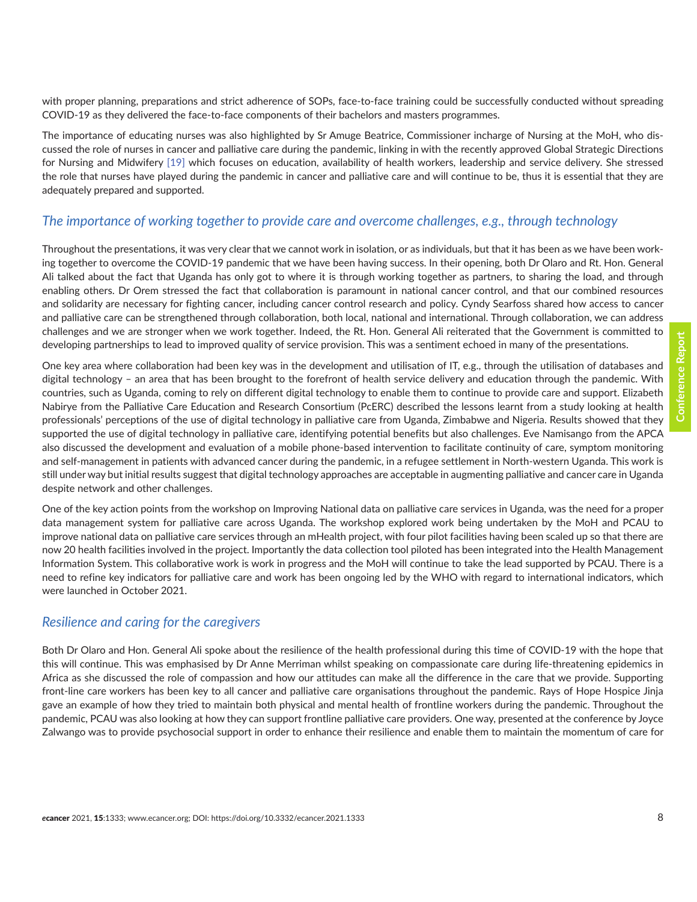with proper planning, preparations and strict adherence of SOPs, face-to-face training could be successfully conducted without spreading COVID-19 as they delivered the face-to-face components of their bachelors and masters programmes.

The importance of educating nurses was also highlighted by Sr Amuge Beatrice, Commissioner incharge of Nursing at the MoH, who discussed the role of nurses in cancer and palliative care during the pandemic, linking in with the recently approved Global Strategic Directions for Nursing and Midwifery [19] which focuses on education, availability of health workers, leadership and service delivery. She stressed the role that nurses have played during the pandemic in cancer and palliative care and will continue to be, thus it is essential that they are adequately prepared and supported.

## *The importance of working together to provide care and overcome challenges, e.g., through technology*

Throughout the presentations, it was very clear that we cannot work in isolation, or as individuals, but that it has been as we have been working together to overcome the COVID-19 pandemic that we have been having success. In their opening, both Dr Olaro and Rt. Hon. General Ali talked about the fact that Uganda has only got to where it is through working together as partners, to sharing the load, and through enabling others. Dr Orem stressed the fact that collaboration is paramount in national cancer control, and that our combined resources and solidarity are necessary for fighting cancer, including cancer control research and policy. Cyndy Searfoss shared how access to cancer and palliative care can be strengthened through collaboration, both local, national and international. Through collaboration, we can address challenges and we are stronger when we work together. Indeed, the Rt. Hon. General Ali reiterated that the Government is committed to developing partnerships to lead to improved quality of service provision. This was a sentiment echoed in many of the presentations.

One key area where collaboration had been key was in the development and utilisation of IT, e.g., through the utilisation of databases and digital technology – an area that has been brought to the forefront of health service delivery and education through the pandemic. With countries, such as Uganda, coming to rely on different digital technology to enable them to continue to provide care and support. Elizabeth Nabirye from the Palliative Care Education and Research Consortium (PcERC) described the lessons learnt from a study looking at health professionals' perceptions of the use of digital technology in palliative care from Uganda, Zimbabwe and Nigeria. Results showed that they supported the use of digital technology in palliative care, identifying potential benefits but also challenges. Eve Namisango from the APCA also discussed the development and evaluation of a mobile phone-based intervention to facilitate continuity of care, symptom monitoring and self-management in patients with advanced cancer during the pandemic, in a refugee settlement in North-western Uganda. This work is still under way but initial results suggest that digital technology approaches are acceptable in augmenting palliative and cancer care in Uganda despite network and other challenges.

One of the key action points from the workshop on Improving National data on palliative care services in Uganda, was the need for a proper data management system for palliative care across Uganda. The workshop explored work being undertaken by the MoH and PCAU to improve national data on palliative care services through an mHealth project, with four pilot facilities having been scaled up so that there are now 20 health facilities involved in the project. Importantly the data collection tool piloted has been integrated into the Health Management Information System. This collaborative work is work in progress and the MoH will continue to take the lead supported by PCAU. There is a need to refine key indicators for palliative care and work has been ongoing led by the WHO with regard to international indicators, which were launched in October 2021.

## *Resilience and caring for the caregivers*

Both Dr Olaro and Hon. General Ali spoke about the resilience of the health professional during this time of COVID-19 with the hope that this will continue. This was emphasised by Dr Anne Merriman whilst speaking on compassionate care during life-threatening epidemics in Africa as she discussed the role of compassion and how our attitudes can make all the difference in the care that we provide. Supporting front-line care workers has been key to all cancer and palliative care organisations throughout the pandemic. Rays of Hope Hospice Jinja gave an example of how they tried to maintain both physical and mental health of frontline workers during the pandemic. Throughout the pandemic, PCAU was also looking at how they can support frontline palliative care providers. One way, presented at the conference by Joyce Zalwango was to provide psychosocial support in order to enhance their resilience and enable them to maintain the momentum of care for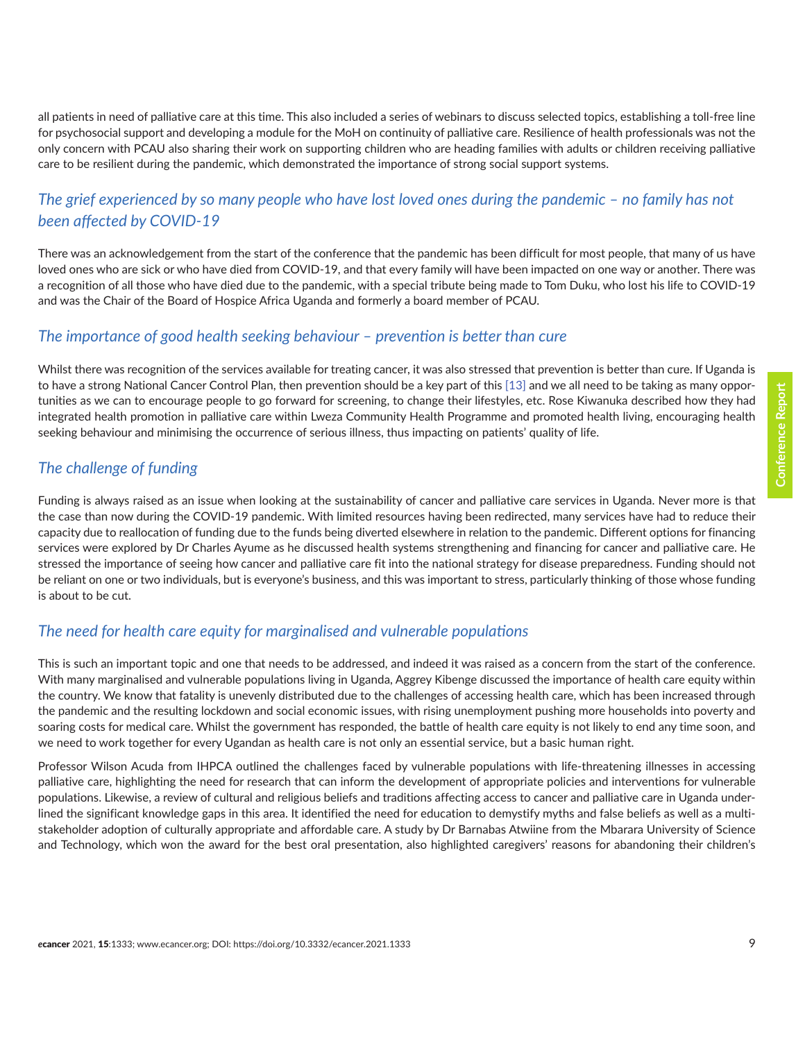all patients in need of palliative care at this time. This also included a series of webinars to discuss selected topics, establishing a toll-free line for psychosocial support and developing a module for the MoH on continuity of palliative care. Resilience of health professionals was not the only concern with PCAU also sharing their work on supporting children who are heading families with adults or children receiving palliative care to be resilient during the pandemic, which demonstrated the importance of strong social support systems.

### *The grief experienced by so many people who have lost loved ones during the pandemic – no family has not been affected by COVID-19*

There was an acknowledgement from the start of the conference that the pandemic has been difficult for most people, that many of us have loved ones who are sick or who have died from COVID-19, and that every family will have been impacted on one way or another. There was a recognition of all those who have died due to the pandemic, with a special tribute being made to Tom Duku, who lost his life to COVID-19 and was the Chair of the Board of Hospice Africa Uganda and formerly a board member of PCAU.

### *The importance of good health seeking behaviour – prevention is better than cure*

Whilst there was recognition of the services available for treating cancer, it was also stressed that prevention is better than cure. If Uganda is to have a strong National Cancer Control Plan, then prevention should be a key part of this [13] and we all need to be taking as many opportunities as we can to encourage people to go forward for screening, to change their lifestyles, etc. Rose Kiwanuka described how they had integrated health promotion in palliative care within Lweza Community Health Programme and promoted health living, encouraging health seeking behaviour and minimising the occurrence of serious illness, thus impacting on patients' quality of life.

### *The challenge of funding*

Funding is always raised as an issue when looking at the sustainability of cancer and palliative care services in Uganda. Never more is that the case than now during the COVID-19 pandemic. With limited resources having been redirected, many services have had to reduce their capacity due to reallocation of funding due to the funds being diverted elsewhere in relation to the pandemic. Different options for financing services were explored by Dr Charles Ayume as he discussed health systems strengthening and financing for cancer and palliative care. He stressed the importance of seeing how cancer and palliative care fit into the national strategy for disease preparedness. Funding should not be reliant on one or two individuals, but is everyone's business, and this was important to stress, particularly thinking of those whose funding is about to be cut.

### *The need for health care equity for marginalised and vulnerable populations*

This is such an important topic and one that needs to be addressed, and indeed it was raised as a concern from the start of the conference. With many marginalised and vulnerable populations living in Uganda, Aggrey Kibenge discussed the importance of health care equity within the country. We know that fatality is unevenly distributed due to the challenges of accessing health care, which has been increased through the pandemic and the resulting lockdown and social economic issues, with rising unemployment pushing more households into poverty and soaring costs for medical care. Whilst the government has responded, the battle of health care equity is not likely to end any time soon, and we need to work together for every Ugandan as health care is not only an essential service, but a basic human right.

Professor Wilson Acuda from IHPCA outlined the challenges faced by vulnerable populations with life-threatening illnesses in accessing palliative care, highlighting the need for research that can inform the development of appropriate policies and interventions for vulnerable populations. Likewise, a review of cultural and religious beliefs and traditions affecting access to cancer and palliative care in Uganda underlined the significant knowledge gaps in this area. It identified the need for education to demystify myths and false beliefs as well as a multi-stakeholder adoption of culturally appropriate and affordable care. A study by Dr Barnabas Atwiine from the Mbarara University of Science and Technology, which won the award for the best oral presentation, also highlighted caregivers' reasons for abandoning their children's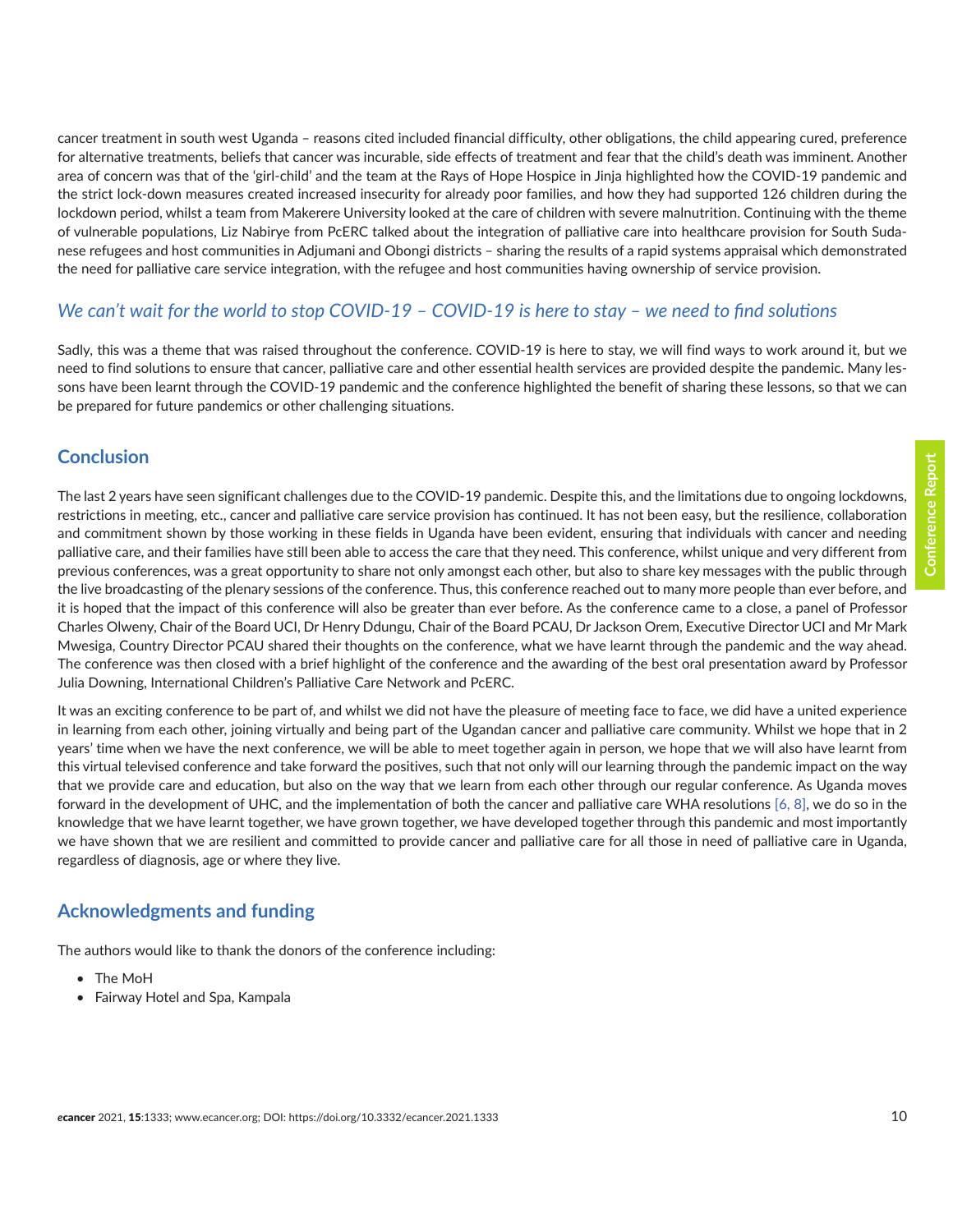cancer treatment in south west Uganda – reasons cited included financial difficulty, other obligations, the child appearing cured, preference for alternative treatments, beliefs that cancer was incurable, side effects of treatment and fear that the child's death was imminent. Another area of concern was that of the 'girl-child' and the team at the Rays of Hope Hospice in Jinja highlighted how the COVID-19 pandemic and the strict lock-down measures created increased insecurity for already poor families, and how they had supported 126 children during the lockdown period, whilst a team from Makerere University looked at the care of children with severe malnutrition. Continuing with the theme of vulnerable populations, Liz Nabirye from PcERC talked about the integration of palliative care into healthcare provision for South Sudanese refugees and host communities in Adjumani and Obongi districts – sharing the results of a rapid systems appraisal which demonstrated the need for palliative care service integration, with the refugee and host communities having ownership of service provision.

### *We can't wait for the world to stop COVID-19 – COVID-19 is here to stay – we need to find solutions*

Sadly, this was a theme that was raised throughout the conference. COVID-19 is here to stay, we will find ways to work around it, but we need to find solutions to ensure that cancer, palliative care and other essential health services are provided despite the pandemic. Many lessons have been learnt through the COVID-19 pandemic and the conference highlighted the benefit of sharing these lessons, so that we can be prepared for future pandemics or other challenging situations.

## Conclusion

The last 2 years have seen significant challenges due to the COVID-19 pandemic. Despite this, and the limitations due to ongoing lockdowns, restrictions in meeting, etc., cancer and palliative care service provision has continued. It has not been easy, but the resilience, collaboration and commitment shown by those working in these fields in Uganda have been evident, ensuring that individuals with cancer and needing palliative care, and their families have still been able to access the care that they need. This conference, whilst unique and very different from previous conferences, was a great opportunity to share not only amongst each other, but also to share key messages with the public through the live broadcasting of the plenary sessions of the conference. Thus, this conference reached out to many more people than ever before, and it is hoped that the impact of this conference will also be greater than ever before. As the conference came to a close, a panel of Professor Charles Olweny, Chair of the Board UCI, Dr Henry Ddungu, Chair of the Board PCAU, Dr Jackson Orem, Executive Director UCI and Mr Mark Mwesiga, Country Director PCAU shared their thoughts on the conference, what we have learnt through the pandemic and the way ahead. The conference was then closed with a brief highlight of the conference and the awarding of the best oral presentation award by Professor Julia Downing, International Children's Palliative Care Network and PcERC.

It was an exciting conference to be part of, and whilst we did not have the pleasure of meeting face to face, we did have a united experience in learning from each other, joining virtually and being part of the Ugandan cancer and palliative care community. Whilst we hope that in 2 years' time when we have the next conference, we will be able to meet together again in person, we hope that we will also have learnt from this virtual televised conference and take forward the positives, such that not only will our learning through the pandemic impact on the way that we provide care and education, but also on the way that we learn from each other through our regular conference. As Uganda moves forward in the development of UHC, and the implementation of both the cancer and palliative care WHA resolutions [6, 8], we do so in the knowledge that we have learnt together, we have grown together, we have developed together through this pandemic and most importantly we have shown that we are resilient and committed to provide cancer and palliative care for all those in need of palliative care in Uganda, regardless of diagnosis, age or where they live.

## Acknowledgments and funding

The authors would like to thank the donors of the conference including:

- The MoH
- Fairway Hotel and Spa, Kampala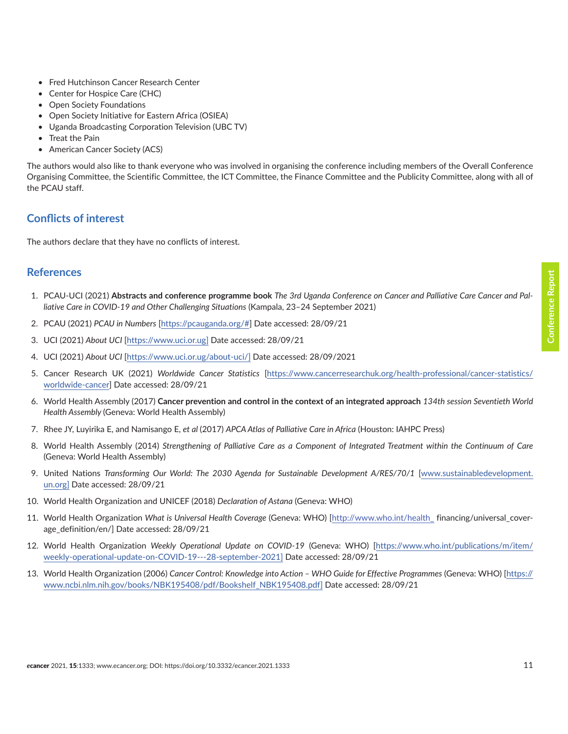- Fred Hutchinson Cancer Research Center
- Center for Hospice Care (CHC)
- Open Society Foundations
- Open Society Initiative for Eastern Africa (OSIEA)
- Uganda Broadcasting Corporation Television (UBC TV)
- Treat the Pain
- American Cancer Society (ACS)

The authors would also like to thank everyone who was involved in organising the conference including members of the Overall Conference Organising Committee, the Scientific Committee, the ICT Committee, the Finance Committee and the Publicity Committee, along with all of the PCAU staff.

## Conflicts of interest

The authors declare that they have no conflicts of interest.

## References

1. PCAU-UCI (2021) **Abstracts and conference programme book** *The 3rd Uganda Conference on Cancer and Palliative Care Cancer and Palliative Care in COVID-19 and Other Challenging Situations* (Kampala, 23–24 September 2021)
2. PCAU (2021) *PCAU in Numbers* [https://pcauganda.org/#] Date accessed: 28/09/21
3. UCI (2021) *About UCI* [https://www.uci.or.ug] Date accessed: 28/09/21
4. UCI (2021) *About UCI* [https://www.uci.or.ug/about-uci/] Date accessed: 28/09/2021
5. Cancer Research UK (2021) *Worldwide Cancer Statistics* [https://www.cancerresearchuk.org/health-professional/cancer-statistics/worldwide-cancer] Date accessed: 28/09/21
6. World Health Assembly (2017) **Cancer prevention and control in the context of an integrated approach** *134th session Seventieth World Health Assembly* (Geneva: World Health Assembly)
7. Rhee JY, Luyirika E, and Namisango E, *et al* (2017) *APCA Atlas of Palliative Care in Africa* (Houston: IAHPC Press)
8. World Health Assembly (2014) *Strengthening of Palliative Care as a Component of Integrated Treatment within the Continuum of Care* (Geneva: World Health Assembly)
9. United Nations *Transforming Our World: The 2030 Agenda for Sustainable Development A/RES/70/1* [www.sustainabledevelopment.un.org] Date accessed: 28/09/21
10. World Health Organization and UNICEF (2018) *Declaration of Astana* (Geneva: WHO)
11. World Health Organization *What is Universal Health Coverage* (Geneva: WHO) [http://www.who.int/health_ financing/universal_coverage_definition/en/] Date accessed: 28/09/21
12. World Health Organization *Weekly Operational Update on COVID-19* (Geneva: WHO) [https://www.who.int/publications/m/item/weekly-operational-update-on-COVID-19---28-september-2021] Date accessed: 28/09/21
13. World Health Organization (2006) *Cancer Control: Knowledge into Action – WHO Guide for Effective Programmes* (Geneva: WHO) [https://www.ncbi.nlm.nih.gov/books/NBK195408/pdf/Bookshelf_NBK195408.pdf] Date accessed: 28/09/21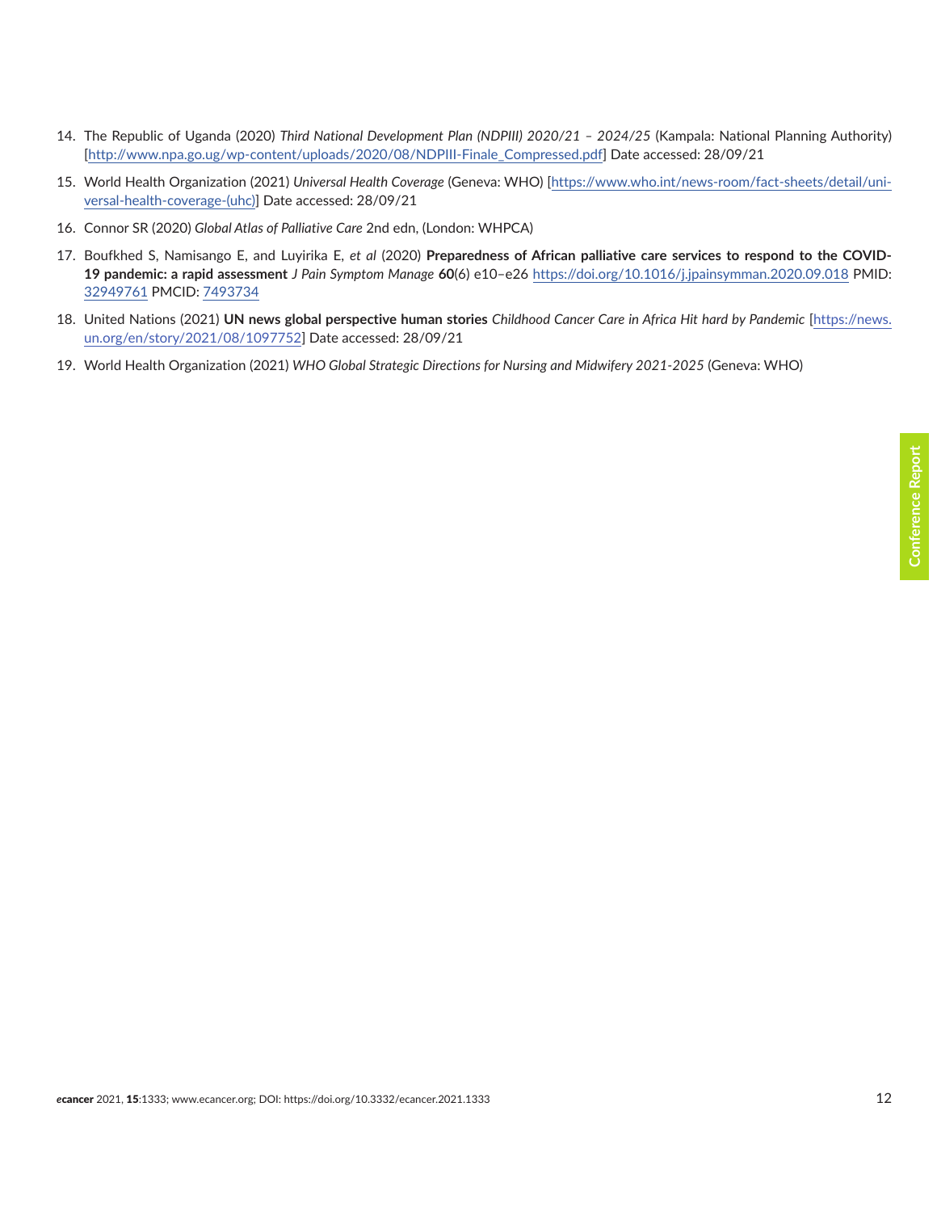14. The Republic of Uganda (2020) *Third National Development Plan (NDPIII) 2020/21 – 2024/25* (Kampala: National Planning Authority) [http://www.npa.go.ug/wp-content/uploads/2020/08/NDPIII-Finale_Compressed.pdf] Date accessed: 28/09/21

15. World Health Organization (2021) *Universal Health Coverage* (Geneva: WHO) [https://www.who.int/news-room/fact-sheets/detail/universal-health-coverage-(uhc)] Date accessed: 28/09/21

16. Connor SR (2020) *Global Atlas of Palliative Care* 2nd edn, (London: WHPCA)

17. Boufkhed S, Namisango E, and Luyirika E, *et al* (2020) **Preparedness of African palliative care services to respond to the COVID-19 pandemic: a rapid assessment** *J Pain Symptom Manage* **60**(6) e10–e26 https://doi.org/10.1016/j.jpainsymman.2020.09.018 PMID: 32949761 PMCID: 7493734

18. United Nations (2021) **UN news global perspective human stories** *Childhood Cancer Care in Africa Hit hard by Pandemic* [https://news.un.org/en/story/2021/08/1097752] Date accessed: 28/09/21

19. World Health Organization (2021) *WHO Global Strategic Directions for Nursing and Midwifery 2021-2025* (Geneva: WHO)